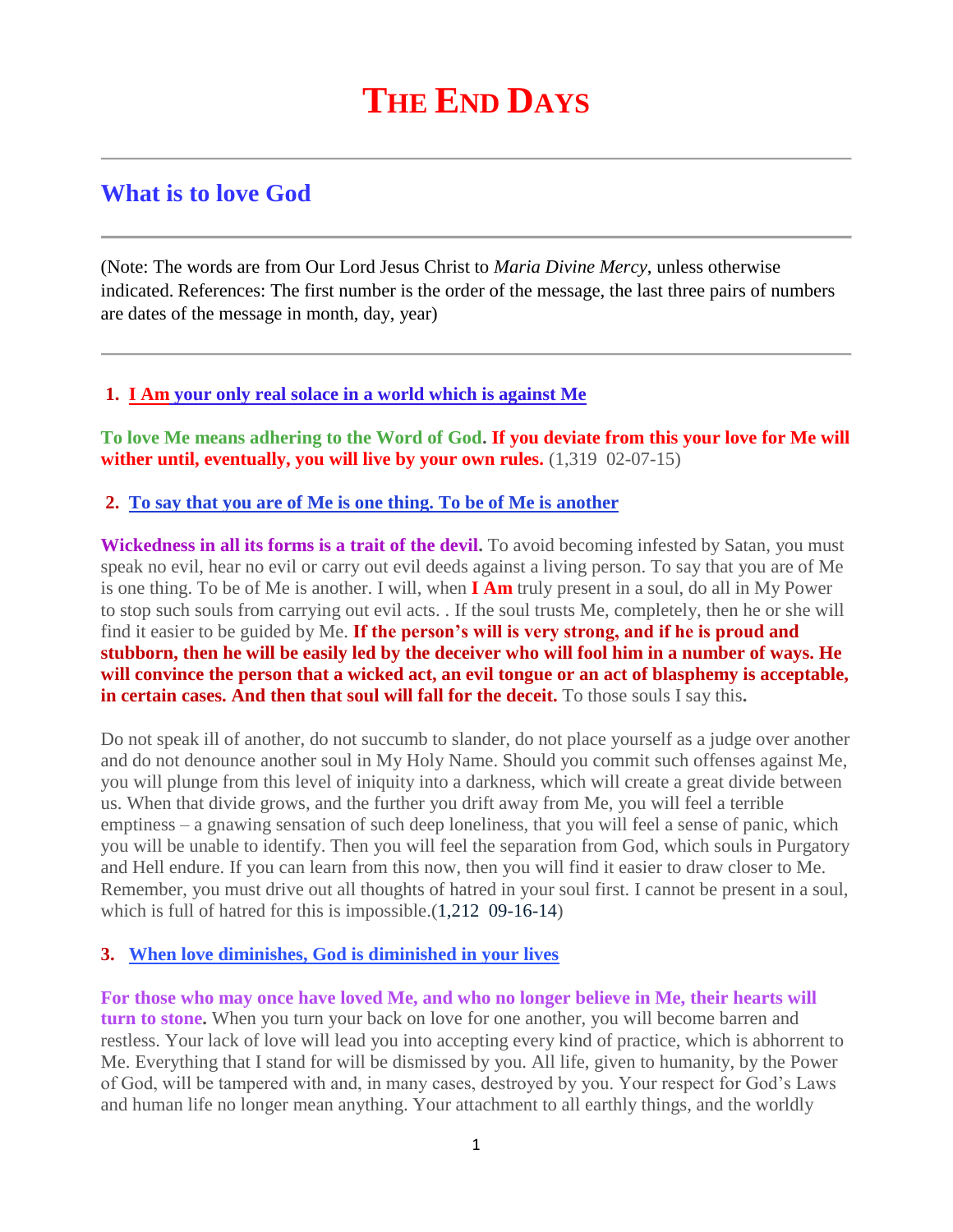# THE END DAYS

## What is to love God

(Note: The words are from Our Lord Jesus Christ to *Maria Divine Mercy*, unless otherwise indicated. References: The first number is the order of the message, the last three pairs of numbers are dates of the message in month, day, year)

1. **I Am your only real solace in a world which is against Me**

**To love Me means adhering to the Word of God. If you deviate from this your love for Me will wither until, eventually, you will live by your own rules.** (1,319 02-07-15)

2. **To say that you are of Me is one thing. To be of Me is another**

**Wickedness in all its forms is a trait of the devil.** To avoid becoming infested by Satan, you must speak no evil, hear no evil or carry out evil deeds against a living person. To say that you are of Me is one thing. To be of Me is another. I will, when **I Am** truly present in a soul, do all in My Power to stop such souls from carrying out evil acts. . If the soul trusts Me, completely, then he or she will find it easier to be guided by Me. **If the person's will is very strong, and if he is proud and stubborn, then he will be easily led by the deceiver who will fool him in a number of ways. He will convince the person that a wicked act, an evil tongue or an act of blasphemy is acceptable, in certain cases. And then that soul will fall for the deceit.** To those souls I say this**.**

Do not speak ill of another, do not succumb to slander, do not place yourself as a judge over another and do not denounce another soul in My Holy Name. Should you commit such offenses against Me, you will plunge from this level of iniquity into a darkness, which will create a great divide between us. When that divide grows, and the further you drift away from Me, you will feel a terrible emptiness – a gnawing sensation of such deep loneliness, that you will feel a sense of panic, which you will be unable to identify. Then you will feel the separation from God, which souls in Purgatory and Hell endure. If you can learn from this now, then you will find it easier to draw closer to Me. Remember, you must drive out all thoughts of hatred in your soul first. I cannot be present in a soul, which is full of hatred for this is impossible.(1,212 09-16-14)

3. **When love diminishes, God is diminished in your lives**

**For those who may once have loved Me, and who no longer believe in Me, their hearts will turn to stone.** When you turn your back on love for one another, you will become barren and restless. Your lack of love will lead you into accepting every kind of practice, which is abhorrent to Me. Everything that I stand for will be dismissed by you. All life, given to humanity, by the Power of God, will be tampered with and, in many cases, destroyed by you. Your respect for God's Laws and human life no longer mean anything. Your attachment to all earthly things, and the worldly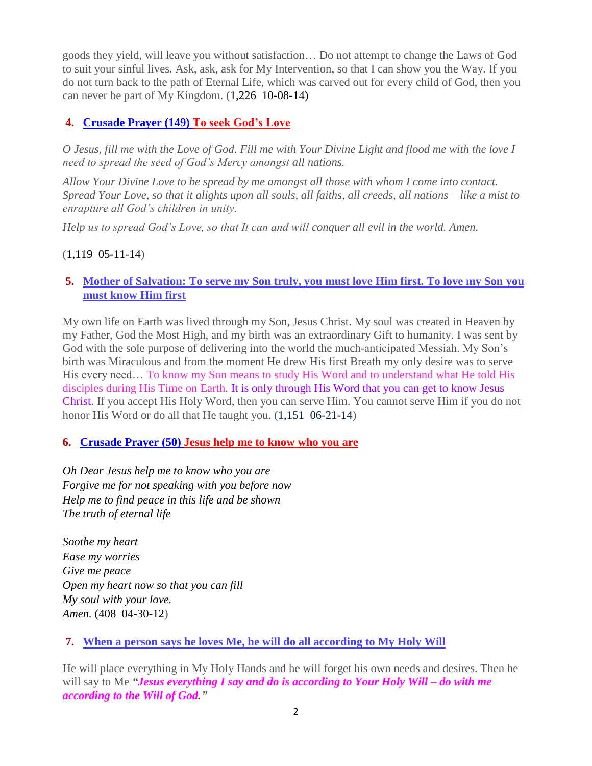goods they yield, will leave you without satisfaction… Do not attempt to change the Laws of God to suit your sinful lives. Ask, ask, ask for My Intervention, so that I can show you the Way. If you do not turn back to the path of Eternal Life, which was carved out for every child of God, then you can never be part of My Kingdom. (1,226 10-08-14)

### 4. Crusade Prayer (149) To seek God's Love

*O Jesus, fill me with the Love of God. Fill me with Your Divine Light and flood me with the love I need to spread the seed of God's Mercy amongst all nations.*

*Allow Your Divine Love to be spread by me amongst all those with whom I come into contact. Spread Your Love, so that it alights upon all souls, all faiths, all creeds, all nations – like a mist to enrapture all God's children in unity.*

*Help us to spread God's Love, so that It can and will conquer all evil in the world. Amen.*

(1,119 05-11-14)

### 5. Mother of Salvation: To serve my Son truly, you must love Him first. To love my Son you must know Him first

My own life on Earth was lived through my Son, Jesus Christ. My soul was created in Heaven by my Father, God the Most High, and my birth was an extraordinary Gift to humanity. I was sent by God with the sole purpose of delivering into the world the much-anticipated Messiah. My Son's birth was Miraculous and from the moment He drew His first Breath my only desire was to serve His every need… To know my Son means to study His Word and to understand what He told His disciples during His Time on Earth. It is only through His Word that you can get to know Jesus Christ. If you accept His Holy Word, then you can serve Him. You cannot serve Him if you do not honor His Word or do all that He taught you. (1,151 06-21-14)

### 6. Crusade Prayer (50) Jesus help me to know who you are

*Oh Dear Jesus help me to know who you are*
*Forgive me for not speaking with you before now*
*Help me to find peace in this life and be shown*
*The truth of eternal life*

*Soothe my heart*
*Ease my worries*
*Give me peace*
*Open my heart now so that you can fill*
*My soul with your love.*
*Amen.* (408 04-30-12)

### 7. When a person says he loves Me, he will do all according to My Holy Will

He will place everything in My Holy Hands and he will forget his own needs and desires. Then he will say to Me ***"Jesus everything I say and do is according to Your Holy Will – do with me according to the Will of God."***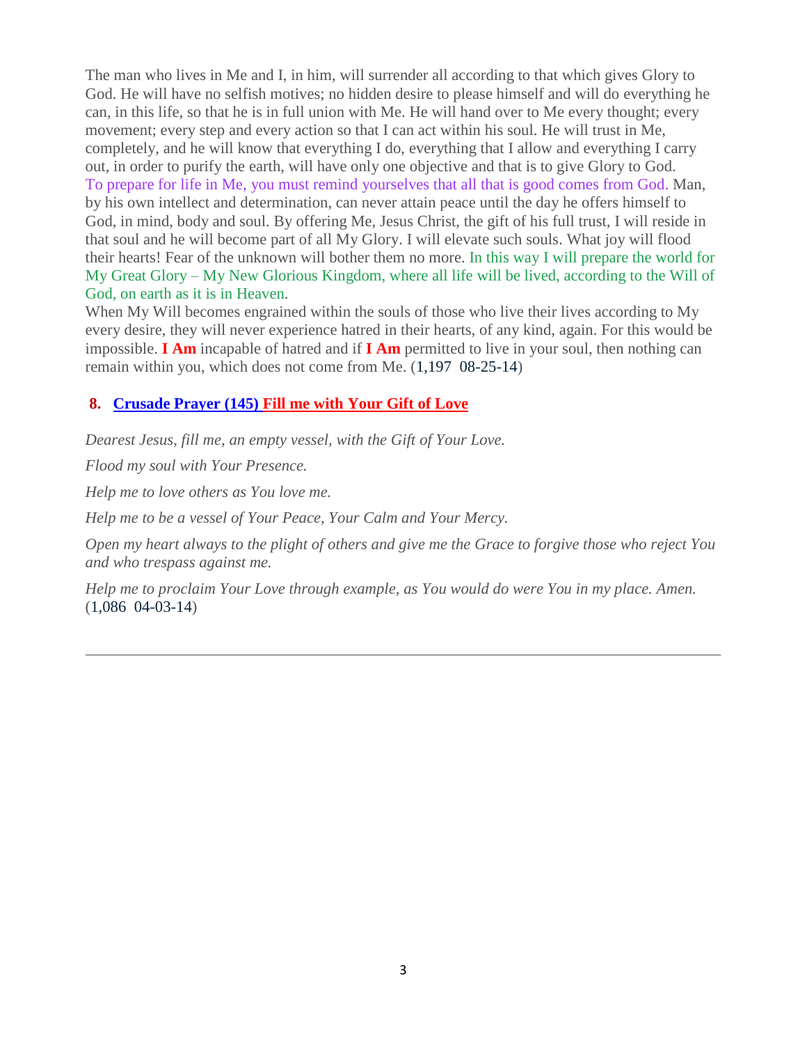The man who lives in Me and I, in him, will surrender all according to that which gives Glory to God. He will have no selfish motives; no hidden desire to please himself and will do everything he can, in this life, so that he is in full union with Me. He will hand over to Me every thought; every movement; every step and every action so that I can act within his soul. He will trust in Me, completely, and he will know that everything I do, everything that I allow and everything I carry out, in order to purify the earth, will have only one objective and that is to give Glory to God. To prepare for life in Me, you must remind yourselves that all that is good comes from God. Man, by his own intellect and determination, can never attain peace until the day he offers himself to God, in mind, body and soul. By offering Me, Jesus Christ, the gift of his full trust, I will reside in that soul and he will become part of all My Glory. I will elevate such souls. What joy will flood their hearts! Fear of the unknown will bother them no more. In this way I will prepare the world for My Great Glory – My New Glorious Kingdom, where all life will be lived, according to the Will of God, on earth as it is in Heaven.

When My Will becomes engrained within the souls of those who live their lives according to My every desire, they will never experience hatred in their hearts, of any kind, again. For this would be impossible. **I Am** incapable of hatred and if **I Am** permitted to live in your soul, then nothing can remain within you, which does not come from Me. (1,197 08-25-14)

### 8. Crusade Prayer (145) Fill me with Your Gift of Love

*Dearest Jesus, fill me, an empty vessel, with the Gift of Your Love.*

*Flood my soul with Your Presence.*

*Help me to love others as You love me.*

*Help me to be a vessel of Your Peace, Your Calm and Your Mercy.*

*Open my heart always to the plight of others and give me the Grace to forgive those who reject You and who trespass against me.*

*Help me to proclaim Your Love through example, as You would do were You in my place. Amen.* (1,086 04-03-14)

---